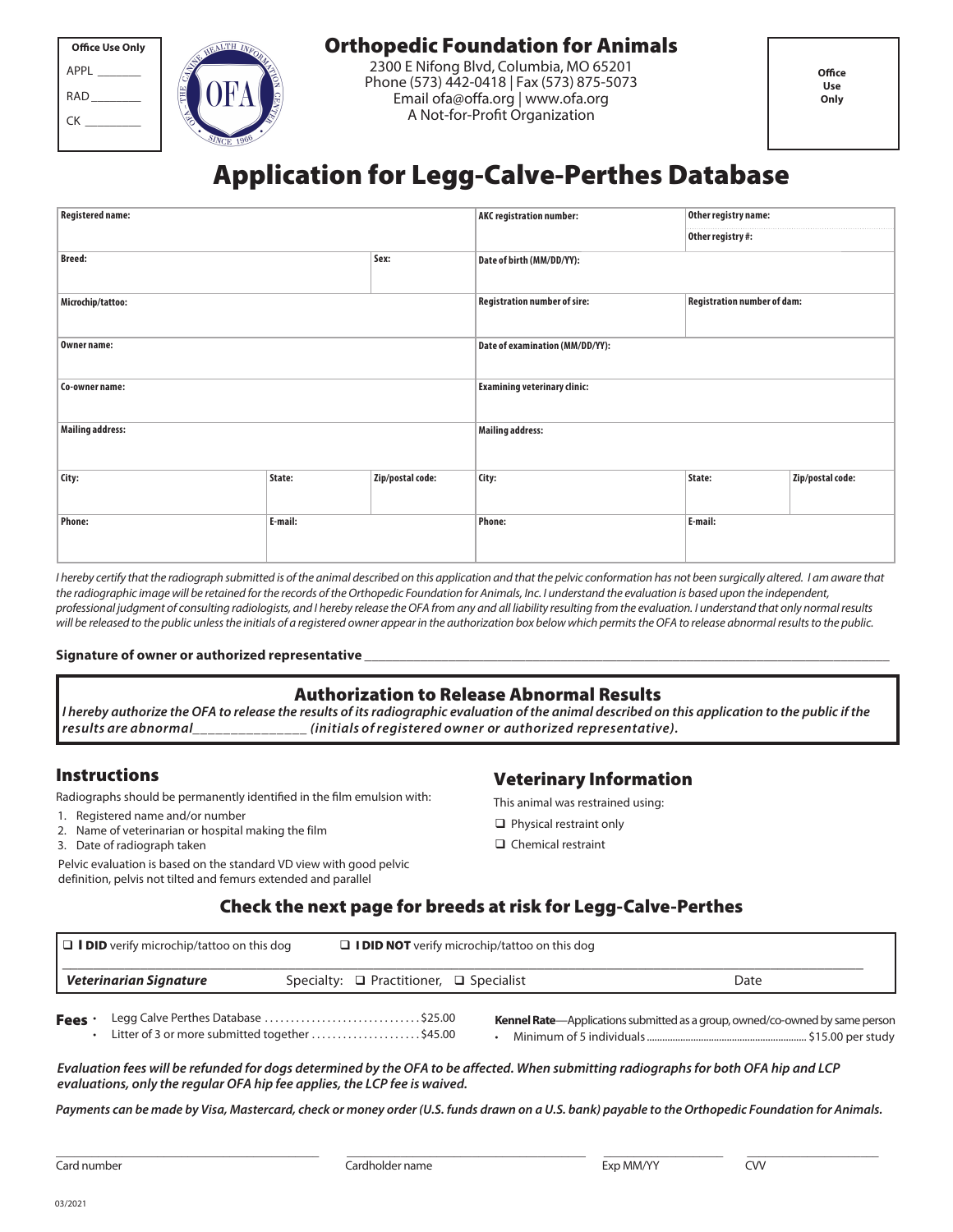| Office Use Only |
| --- |
| APPL _______ |
| RAD ________ |
| CK _________ |

# Orthopedic Foundation for Animals

2300 E Nifong Blvd, Columbia, MO 65201
Phone (573) 442-0418 | Fax (573) 875-5073
Email ofa@offa.org | www.ofa.org
A Not-for-Profit Organization

Office Use Only

# Application for Legg-Calve-Perthes Database

| Registered name: | | | AKC registration number: | Other registry name: / Other registry #: | |
| --- | --- | --- | --- | --- | --- |
| Breed: | | Sex: | Date of birth (MM/DD/YY): | | |
| Microchip/tattoo: | | | Registration number of sire: | Registration number of dam: | |
| Owner name: | | | Date of examination (MM/DD/YY): | | |
| Co-owner name: | | | Examining veterinary clinic: | | |
| Mailing address: | | | Mailing address: | | |
| City: | State: | Zip/postal code: | City: | State: | Zip/postal code: |
| Phone: | E-mail: | | Phone: | E-mail: | |

*I hereby certify that the radiograph submitted is of the animal described on this application and that the pelvic conformation has not been surgically altered. I am aware that the radiographic image will be retained for the records of the Orthopedic Foundation for Animals, Inc. I understand the evaluation is based upon the independent, professional judgment of consulting radiologists, and I hereby release the OFA from any and all liability resulting from the evaluation. I understand that only normal results will be released to the public unless the initials of a registered owner appear in the authorization box below which permits the OFA to release abnormal results to the public.*

**Signature of owner or authorized representative** ______________________________________________

## Authorization to Release Abnormal Results

***I hereby authorize the OFA to release the results of its radiographic evaluation of the animal described on this application to the public if the results are abnormal_______________ (initials of registered owner or authorized representative).***

## Instructions

Radiographs should be permanently identified in the film emulsion with:

1. Registered name and/or number
2. Name of veterinarian or hospital making the film
3. Date of radiograph taken

Pelvic evaluation is based on the standard VD view with good pelvic definition, pelvis not tilted and femurs extended and parallel

## Veterinary Information

This animal was restrained using:

- ❑ Physical restraint only
- ❑ Chemical restraint

## Check the next page for breeds at risk for Legg-Calve-Perthes

❑ **I DID** verify microchip/tattoo on this dog ❑ **I DID NOT** verify microchip/tattoo on this dog

***Veterinarian Signature*** Specialty: ❑ Practitioner, ❑ Specialist Date

**Fees**
- Legg Calve Perthes Database .............................. $25.00
- Litter of 3 or more submitted together ..................... $45.00

**Kennel Rate**—Applications submitted as a group, owned/co-owned by same person
- Minimum of 5 individuals ........................ $15.00 per study

***Evaluation fees will be refunded for dogs determined by the OFA to be affected. When submitting radiographs for both OFA hip and LCP evaluations, only the regular OFA hip fee applies, the LCP fee is waived.***

***Payments can be made by Visa, Mastercard, check or money order (U.S. funds drawn on a U.S. bank) payable to the Orthopedic Foundation for Animals.***

Card number ____________ Cardholder name ____________ Exp MM/YY ____________ CVV ____________

03/2021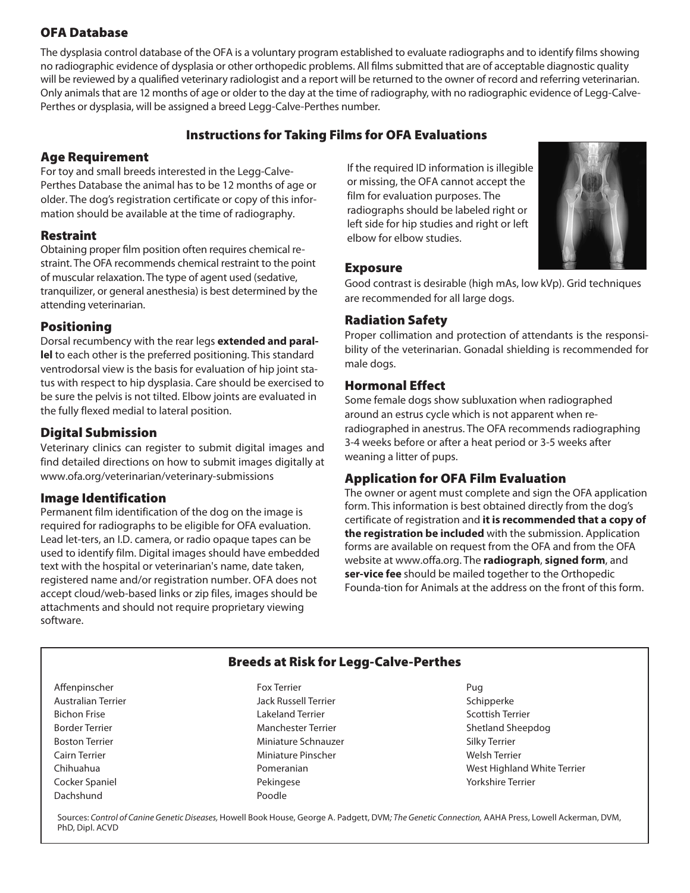## OFA Database

The dysplasia control database of the OFA is a voluntary program established to evaluate radiographs and to identify films showing no radiographic evidence of dysplasia or other orthopedic problems. All films submitted that are of acceptable diagnostic quality will be reviewed by a qualified veterinary radiologist and a report will be returned to the owner of record and referring veterinarian. Only animals that are 12 months of age or older to the day at the time of radiography, with no radiographic evidence of Legg-Calve-Perthes or dysplasia, will be assigned a breed Legg-Calve-Perthes number.

## Instructions for Taking Films for OFA Evaluations

### Age Requirement

For toy and small breeds interested in the Legg-Calve-Perthes Database the animal has to be 12 months of age or older. The dog's registration certificate or copy of this information should be available at the time of radiography.

### Restraint

Obtaining proper film position often requires chemical restraint. The OFA recommends chemical restraint to the point of muscular relaxation. The type of agent used (sedative, tranquilizer, or general anesthesia) is best determined by the attending veterinarian.

### Positioning

Dorsal recumbency with the rear legs **extended and parallel** to each other is the preferred positioning. This standard ventrodorsal view is the basis for evaluation of hip joint status with respect to hip dysplasia. Care should be exercised to be sure the pelvis is not tilted. Elbow joints are evaluated in the fully flexed medial to lateral position.

### Digital Submission

Veterinary clinics can register to submit digital images and find detailed directions on how to submit images digitally at www.ofa.org/veterinarian/veterinary-submissions

### Image Identification

Permanent film identification of the dog on the image is required for radiographs to be eligible for OFA evaluation. Lead let-ters, an I.D. camera, or radio opaque tapes can be used to identify film. Digital images should have embedded text with the hospital or veterinarian's name, date taken, registered name and/or registration number. OFA does not accept cloud/web-based links or zip files, images should be attachments and should not require proprietary viewing software.

If the required ID information is illegible or missing, the OFA cannot accept the film for evaluation purposes. The radiographs should be labeled right or left side for hip studies and right or left elbow for elbow studies.

### Exposure

Good contrast is desirable (high mAs, low kVp). Grid techniques are recommended for all large dogs.

### Radiation Safety

Proper collimation and protection of attendants is the responsibility of the veterinarian. Gonadal shielding is recommended for male dogs.

### Hormonal Effect

Some female dogs show subluxation when radiographed around an estrus cycle which is not apparent when re-radiographed in anestrus. The OFA recommends radiographing 3-4 weeks before or after a heat period or 3-5 weeks after weaning a litter of pups.

### Application for OFA Film Evaluation

The owner or agent must complete and sign the OFA application form. This information is best obtained directly from the dog's certificate of registration and **it is recommended that a copy of the registration be included** with the submission. Application forms are available on request from the OFA and from the OFA website at www.offa.org. The **radiograph**, **signed form**, and **ser-vice fee** should be mailed together to the Orthopedic Founda-tion for Animals at the address on the front of this form.

## Breeds at Risk for Legg-Calve-Perthes

- Affenpinscher
- Australian Terrier
- Bichon Frise
- Border Terrier
- Boston Terrier
- Cairn Terrier
- Chihuahua
- Cocker Spaniel
- Dachshund
- Fox Terrier
- Jack Russell Terrier
- Lakeland Terrier
- Manchester Terrier
- Miniature Schnauzer
- Miniature Pinscher
- Pomeranian
- Pekingese
- Poodle
- Pug
- Schipperke
- Scottish Terrier
- Shetland Sheepdog
- Silky Terrier
- Welsh Terrier
- West Highland White Terrier
- Yorkshire Terrier

Sources: *Control of Canine Genetic Diseases,* Howell Book House, George A. Padgett, DVM*; The Genetic Connection,* AAHA Press, Lowell Ackerman, DVM, PhD, Dipl. ACVD